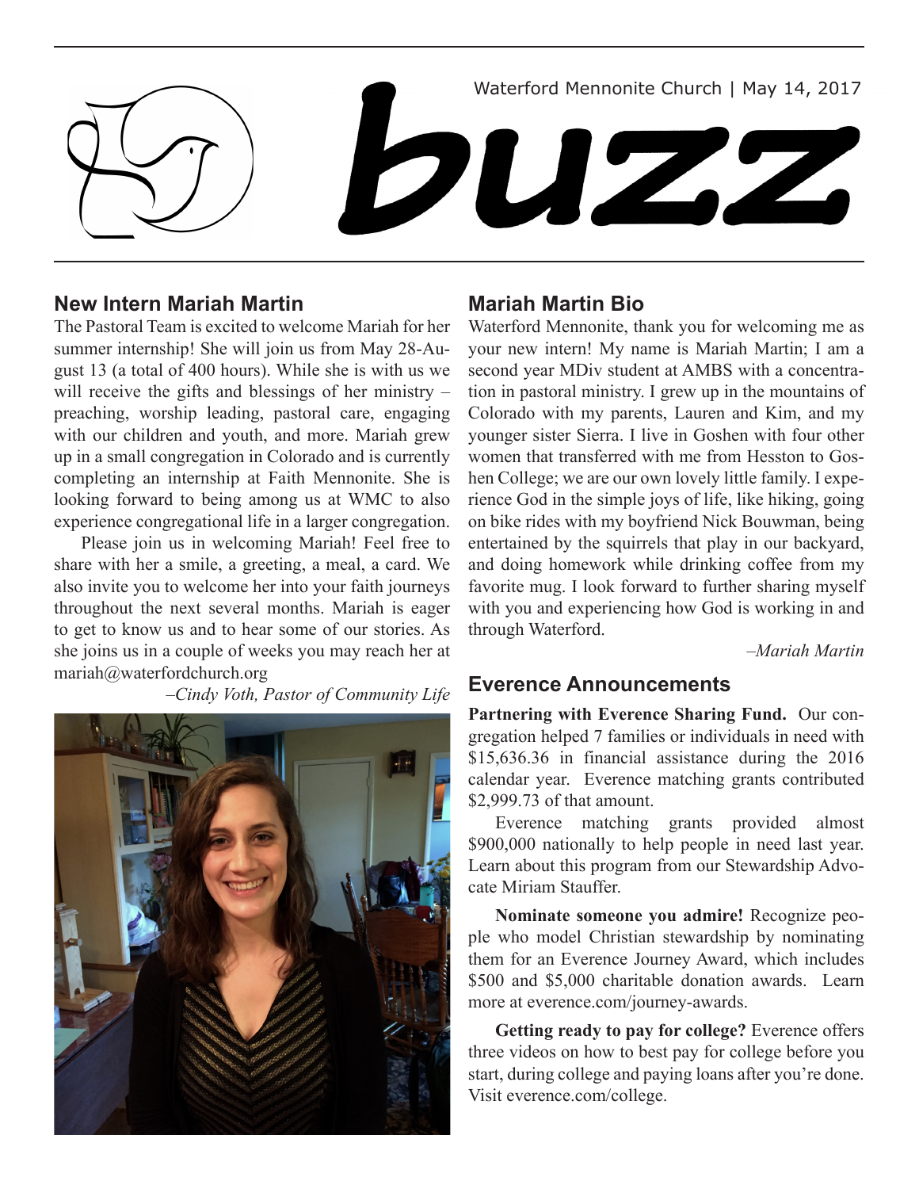Waterford Mennonite Church | May 14, 2017

# buzz

## New Intern Mariah Martin

The Pastoral Team is excited to welcome Mariah for her summer internship! She will join us from May 28-August 13 (a total of 400 hours). While she is with us we will receive the gifts and blessings of her ministry – preaching, worship leading, pastoral care, engaging with our children and youth, and more. Mariah grew up in a small congregation in Colorado and is currently completing an internship at Faith Mennonite. She is looking forward to being among us at WMC to also experience congregational life in a larger congregation.

Please join us in welcoming Mariah! Feel free to share with her a smile, a greeting, a meal, a card. We also invite you to welcome her into your faith journeys throughout the next several months. Mariah is eager to get to know us and to hear some of our stories. As she joins us in a couple of weeks you may reach her at mariah@waterfordchurch.org

*–Cindy Voth, Pastor of Community Life*

## Mariah Martin Bio

Waterford Mennonite, thank you for welcoming me as your new intern! My name is Mariah Martin; I am a second year MDiv student at AMBS with a concentration in pastoral ministry. I grew up in the mountains of Colorado with my parents, Lauren and Kim, and my younger sister Sierra. I live in Goshen with four other women that transferred with me from Hesston to Goshen College; we are our own lovely little family. I experience God in the simple joys of life, like hiking, going on bike rides with my boyfriend Nick Bouwman, being entertained by the squirrels that play in our backyard, and doing homework while drinking coffee from my favorite mug. I look forward to further sharing myself with you and experiencing how God is working in and through Waterford.

*–Mariah Martin*

## Everence Announcements

**Partnering with Everence Sharing Fund.** Our congregation helped 7 families or individuals in need with $15,636.36 in financial assistance during the 2016 calendar year. Everence matching grants contributed $2,999.73 of that amount.

Everence matching grants provided almost $900,000 nationally to help people in need last year. Learn about this program from our Stewardship Advocate Miriam Stauffer.

**Nominate someone you admire!** Recognize people who model Christian stewardship by nominating them for an Everence Journey Award, which includes $500 and $5,000 charitable donation awards. Learn more at everence.com/journey-awards.

**Getting ready to pay for college?** Everence offers three videos on how to best pay for college before you start, during college and paying loans after you're done. Visit everence.com/college.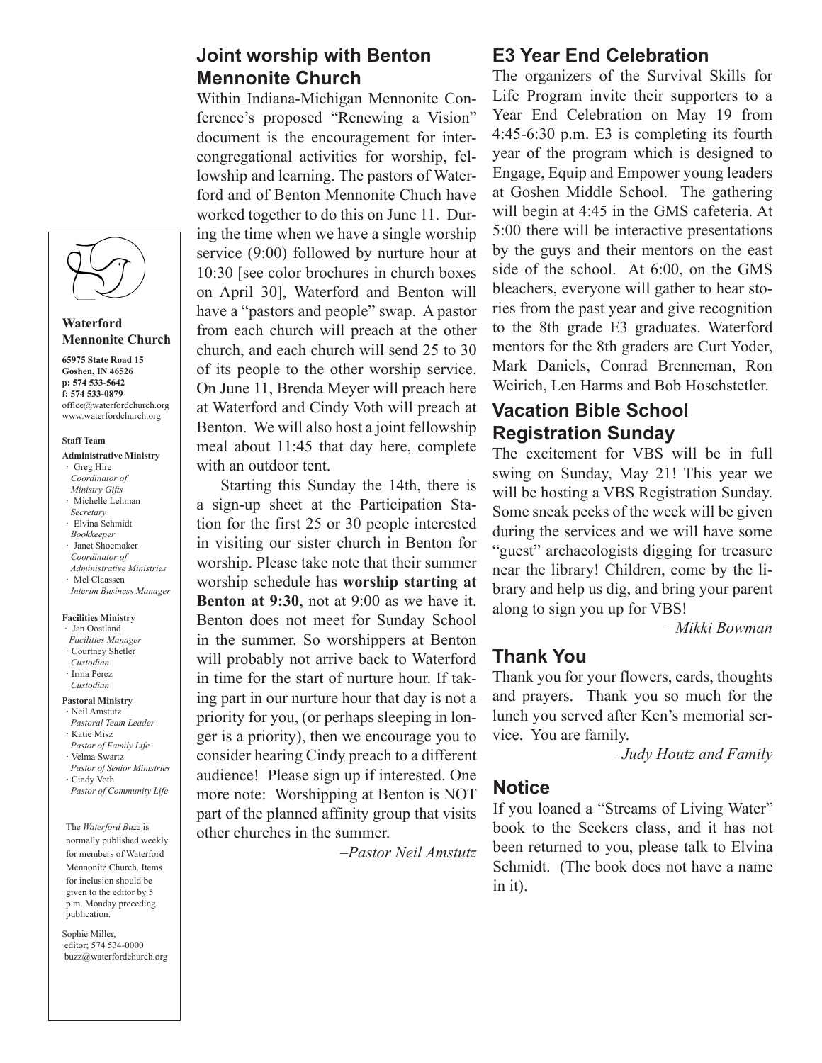**Waterford Mennonite Church**

**65975 State Road 15**
**Goshen, IN 46526**
**p: 574 533-5642**
**f: 574 533-0879**
office@waterfordchurch.org
www.waterfordchurch.org

**Staff Team**

**Administrative Ministry**
- Greg Hire
  *Coordinator of Ministry Gifts*
- Michelle Lehman
  *Secretary*
- Elvina Schmidt
  *Bookkeeper*
- Janet Shoemaker
  *Coordinator of Administrative Ministries*
- Mel Claassen
  *Interim Business Manager*

**Facilities Ministry**
- Jan Oostland
  *Facilities Manager*
- Courtney Shetler
  *Custodian*
- Irma Perez
  *Custodian*

**Pastoral Ministry**
- Neil Amstutz
  *Pastoral Team Leader*
- Katie Misz
  *Pastor of Family Life*
- Velma Swartz
  *Pastor of Senior Ministries*
- Cindy Voth
  *Pastor of Community Life*

The *Waterford Buzz* is normally published weekly for members of Waterford Mennonite Church. Items for inclusion should be given to the editor by 5 p.m. Monday preceding publication.

Sophie Miller, editor; 574 534-0000
buzz@waterfordchurch.org

## Joint worship with Benton Mennonite Church

Within Indiana-Michigan Mennonite Conference's proposed "Renewing a Vision" document is the encouragement for inter-congregational activities for worship, fellowship and learning. The pastors of Waterford and of Benton Mennonite Chuch have worked together to do this on June 11. During the time when we have a single worship service (9:00) followed by nurture hour at 10:30 [see color brochures in church boxes on April 30], Waterford and Benton will have a "pastors and people" swap. A pastor from each church will preach at the other church, and each church will send 25 to 30 of its people to the other worship service. On June 11, Brenda Meyer will preach here at Waterford and Cindy Voth will preach at Benton. We will also host a joint fellowship meal about 11:45 that day here, complete with an outdoor tent.

Starting this Sunday the 14th, there is a sign-up sheet at the Participation Station for the first 25 or 30 people interested in visiting our sister church in Benton for worship. Please take note that their summer worship schedule has **worship starting at Benton at 9:30**, not at 9:00 as we have it. Benton does not meet for Sunday School in the summer. So worshippers at Benton will probably not arrive back to Waterford in time for the start of nurture hour. If taking part in our nurture hour that day is not a priority for you, (or perhaps sleeping in longer is a priority), then we encourage you to consider hearing Cindy preach to a different audience! Please sign up if interested. One more note: Worshipping at Benton is NOT part of the planned affinity group that visits other churches in the summer.

*–Pastor Neil Amstutz*

## E3 Year End Celebration

The organizers of the Survival Skills for Life Program invite their supporters to a Year End Celebration on May 19 from 4:45-6:30 p.m. E3 is completing its fourth year of the program which is designed to Engage, Equip and Empower young leaders at Goshen Middle School. The gathering will begin at 4:45 in the GMS cafeteria. At 5:00 there will be interactive presentations by the guys and their mentors on the east side of the school. At 6:00, on the GMS bleachers, everyone will gather to hear stories from the past year and give recognition to the 8th grade E3 graduates. Waterford mentors for the 8th graders are Curt Yoder, Mark Daniels, Conrad Brenneman, Ron Weirich, Len Harms and Bob Hoschstetler.

## Vacation Bible School Registration Sunday

The excitement for VBS will be in full swing on Sunday, May 21! This year we will be hosting a VBS Registration Sunday. Some sneak peeks of the week will be given during the services and we will have some "guest" archaeologists digging for treasure near the library! Children, come by the library and help us dig, and bring your parent along to sign you up for VBS!

*–Mikki Bowman*

## Thank You

Thank you for your flowers, cards, thoughts and prayers. Thank you so much for the lunch you served after Ken's memorial service. You are family.

*–Judy Houtz and Family*

## Notice

If you loaned a "Streams of Living Water" book to the Seekers class, and it has not been returned to you, please talk to Elvina Schmidt. (The book does not have a name in it).